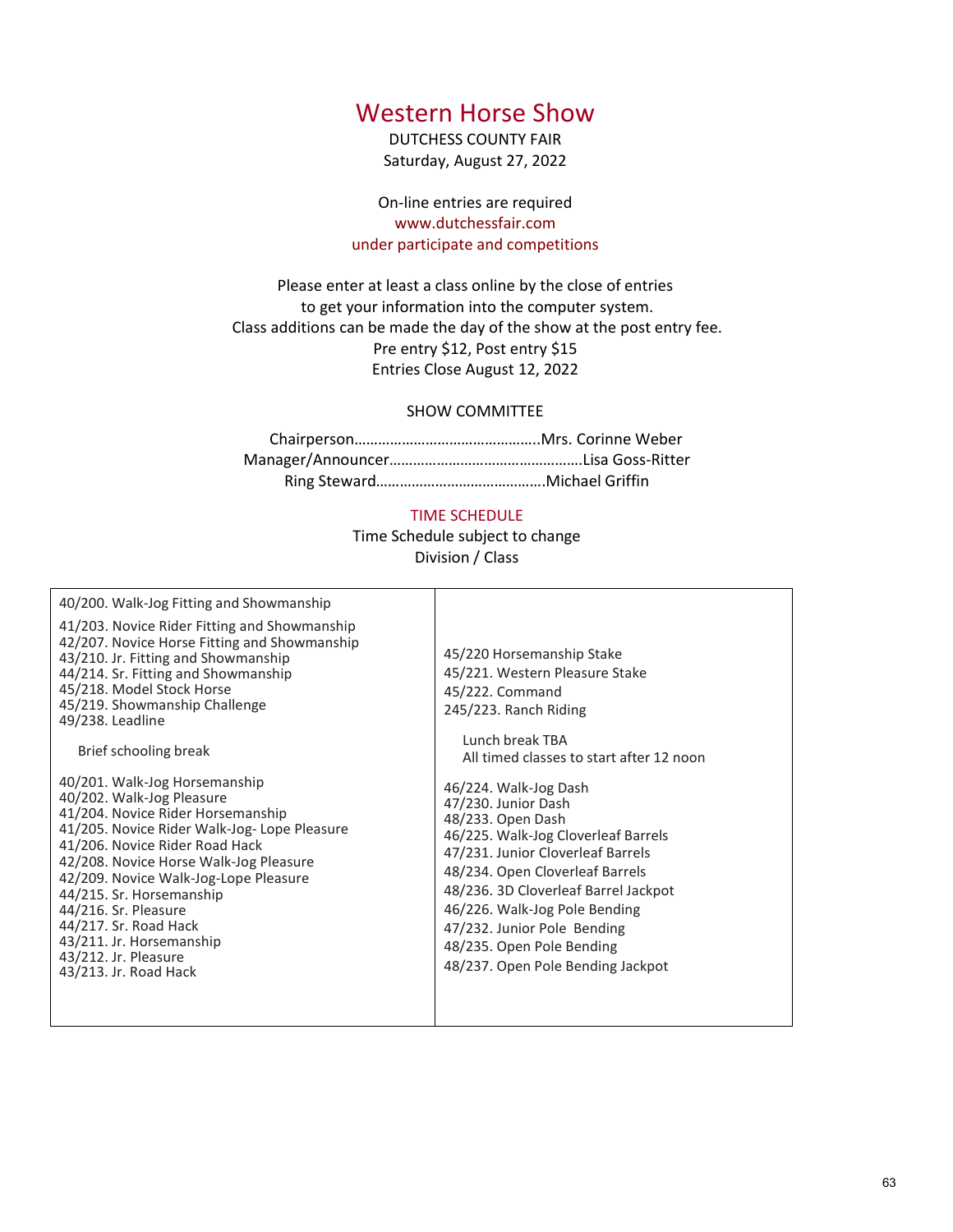# Western Horse Show

DUTCHESS COUNTY FAIR
Saturday, August 27, 2022

On-line entries are required
www.dutchessfair.com
under participate and competitions

Please enter at least a class online by the close of entries
to get your information into the computer system.
Class additions can be made the day of the show at the post entry fee.
Pre entry $12, Post entry $15
Entries Close August 12, 2022

## SHOW COMMITTEE

Chairperson……………………………………….Mrs. Corinne Weber
Manager/Announcer………………………………………….Lisa Goss-Ritter
Ring Steward……………………………………Michael Griffin

## TIME SCHEDULE

Time Schedule subject to change
Division / Class

40/200. Walk-Jog Fitting and Showmanship

41/203. Novice Rider Fitting and Showmanship
42/207. Novice Horse Fitting and Showmanship
43/210. Jr. Fitting and Showmanship
44/214. Sr. Fitting and Showmanship
45/218. Model Stock Horse
45/219. Showmanship Challenge
49/238. Leadline

Brief schooling break

40/201. Walk-Jog Horsemanship
40/202. Walk-Jog Pleasure
41/204. Novice Rider Horsemanship
41/205. Novice Rider Walk-Jog- Lope Pleasure
41/206. Novice Rider Road Hack
42/208. Novice Horse Walk-Jog Pleasure
42/209. Novice Walk-Jog-Lope Pleasure
44/215. Sr. Horsemanship
44/216. Sr. Pleasure
44/217. Sr. Road Hack
43/211. Jr. Horsemanship
43/212. Jr. Pleasure
43/213. Jr. Road Hack

45/220 Horsemanship Stake
45/221. Western Pleasure Stake
45/222. Command
245/223. Ranch Riding

Lunch break TBA
All timed classes to start after 12 noon

46/224. Walk-Jog Dash
47/230. Junior Dash
48/233. Open Dash
46/225. Walk-Jog Cloverleaf Barrels
47/231. Junior Cloverleaf Barrels
48/234. Open Cloverleaf Barrels
48/236. 3D Cloverleaf Barrel Jackpot
46/226. Walk-Jog Pole Bending
47/232. Junior Pole Bending
48/235. Open Pole Bending
48/237. Open Pole Bending Jackpot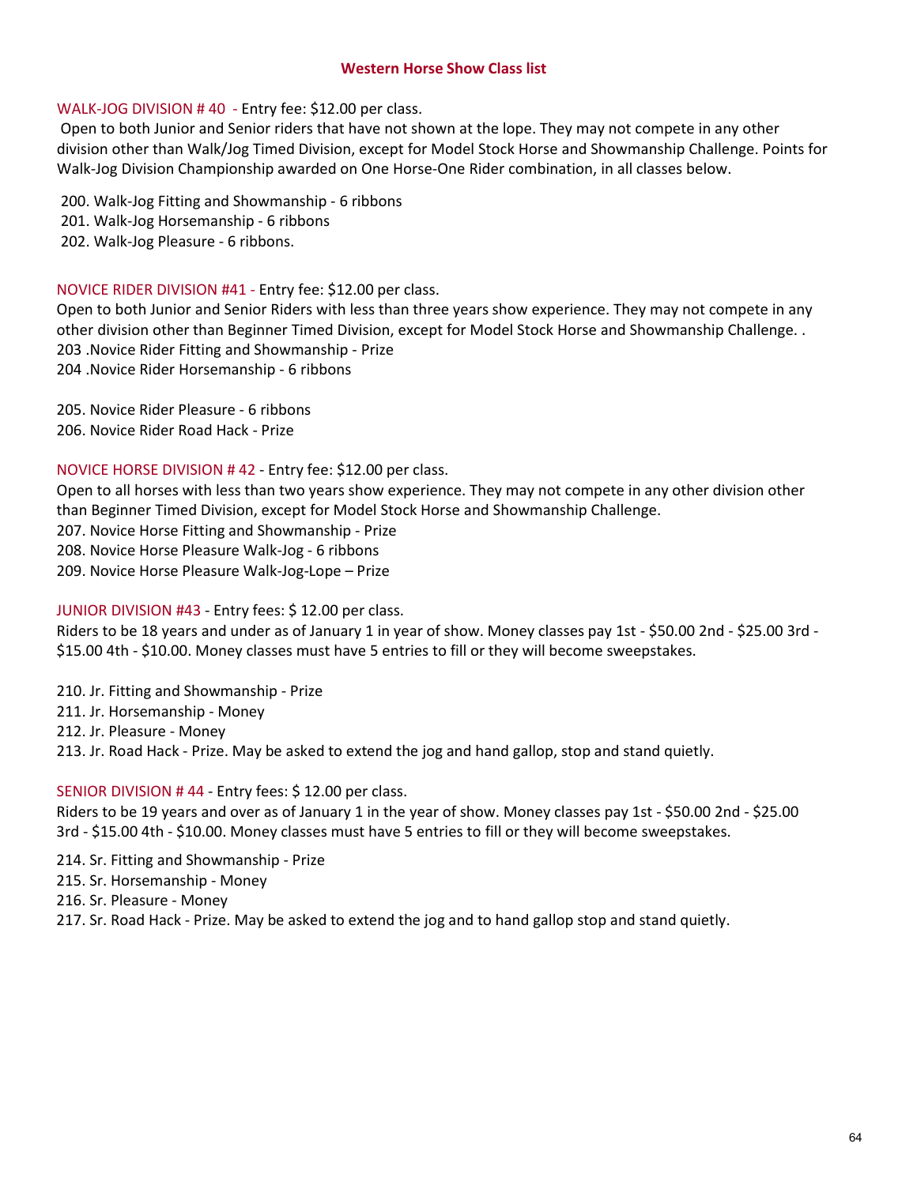## Western Horse Show Class list

WALK-JOG DIVISION # 40 - Entry fee: $12.00 per class.

Open to both Junior and Senior riders that have not shown at the lope. They may not compete in any other division other than Walk/Jog Timed Division, except for Model Stock Horse and Showmanship Challenge. Points for Walk-Jog Division Championship awarded on One Horse-One Rider combination, in all classes below.

200. Walk-Jog Fitting and Showmanship - 6 ribbons
201. Walk-Jog Horsemanship - 6 ribbons
202. Walk-Jog Pleasure - 6 ribbons.

NOVICE RIDER DIVISION #41 - Entry fee: $12.00 per class.

Open to both Junior and Senior Riders with less than three years show experience. They may not compete in any other division other than Beginner Timed Division, except for Model Stock Horse and Showmanship Challenge. .

203 .Novice Rider Fitting and Showmanship - Prize
204 .Novice Rider Horsemanship - 6 ribbons

205. Novice Rider Pleasure - 6 ribbons
206. Novice Rider Road Hack - Prize

NOVICE HORSE DIVISION # 42 - Entry fee: $12.00 per class.

Open to all horses with less than two years show experience. They may not compete in any other division other than Beginner Timed Division, except for Model Stock Horse and Showmanship Challenge.

207. Novice Horse Fitting and Showmanship - Prize
208. Novice Horse Pleasure Walk-Jog - 6 ribbons
209. Novice Horse Pleasure Walk-Jog-Lope – Prize

JUNIOR DIVISION #43 - Entry fees: $ 12.00 per class.

Riders to be 18 years and under as of January 1 in year of show. Money classes pay 1st - $50.00 2nd - $25.00 3rd - $15.00 4th - $10.00. Money classes must have 5 entries to fill or they will become sweepstakes.

210. Jr. Fitting and Showmanship - Prize
211. Jr. Horsemanship - Money
212. Jr. Pleasure - Money
213. Jr. Road Hack - Prize. May be asked to extend the jog and hand gallop, stop and stand quietly.

SENIOR DIVISION # 44 - Entry fees: $ 12.00 per class.

Riders to be 19 years and over as of January 1 in the year of show. Money classes pay 1st - $50.00 2nd - $25.00 3rd - $15.00 4th - $10.00. Money classes must have 5 entries to fill or they will become sweepstakes.

214. Sr. Fitting and Showmanship - Prize
215. Sr. Horsemanship - Money
216. Sr. Pleasure - Money
217. Sr. Road Hack - Prize. May be asked to extend the jog and to hand gallop stop and stand quietly.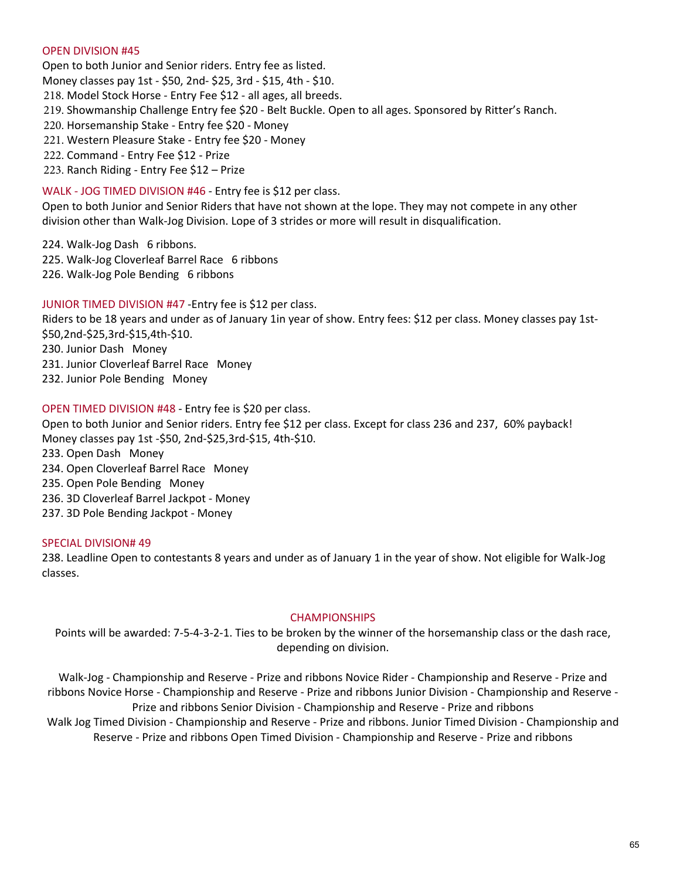## OPEN DIVISION #45

Open to both Junior and Senior riders. Entry fee as listed.

Money classes pay 1st - $50, 2nd- $25, 3rd - $15, 4th - $10.

218. Model Stock Horse - Entry Fee $12 - all ages, all breeds.
219. Showmanship Challenge Entry fee $20 - Belt Buckle. Open to all ages. Sponsored by Ritter's Ranch.
220. Horsemanship Stake - Entry fee $20 - Money
221. Western Pleasure Stake - Entry fee $20 - Money
222. Command - Entry Fee $12 - Prize
223. Ranch Riding - Entry Fee $12 – Prize

## WALK - JOG TIMED DIVISION #46 - Entry fee is $12 per class.

Open to both Junior and Senior Riders that have not shown at the lope. They may not compete in any other division other than Walk-Jog Division. Lope of 3 strides or more will result in disqualification.

224. Walk-Jog Dash 6 ribbons.
225. Walk-Jog Cloverleaf Barrel Race 6 ribbons
226. Walk-Jog Pole Bending 6 ribbons

## JUNIOR TIMED DIVISION #47 -Entry fee is $12 per class.

Riders to be 18 years and under as of January 1in year of show. Entry fees: $12 per class. Money classes pay 1st-$50,2nd-$25,3rd-$15,4th-$10.

230. Junior Dash Money
231. Junior Cloverleaf Barrel Race Money
232. Junior Pole Bending Money

## OPEN TIMED DIVISION #48 - Entry fee is $20 per class.

Open to both Junior and Senior riders. Entry fee $12 per class. Except for class 236 and 237, 60% payback! Money classes pay 1st -$50, 2nd-$25,3rd-$15, 4th-$10.

233. Open Dash Money
234. Open Cloverleaf Barrel Race Money
235. Open Pole Bending Money
236. 3D Cloverleaf Barrel Jackpot - Money
237. 3D Pole Bending Jackpot - Money

## SPECIAL DIVISION# 49

238. Leadline Open to contestants 8 years and under as of January 1 in the year of show. Not eligible for Walk-Jog classes.

## CHAMPIONSHIPS

Points will be awarded: 7-5-4-3-2-1. Ties to be broken by the winner of the horsemanship class or the dash race, depending on division.

Walk-Jog - Championship and Reserve - Prize and ribbons Novice Rider - Championship and Reserve - Prize and ribbons Novice Horse - Championship and Reserve - Prize and ribbons Junior Division - Championship and Reserve - Prize and ribbons Senior Division - Championship and Reserve - Prize and ribbons

Walk Jog Timed Division - Championship and Reserve - Prize and ribbons. Junior Timed Division - Championship and Reserve - Prize and ribbons Open Timed Division - Championship and Reserve - Prize and ribbons